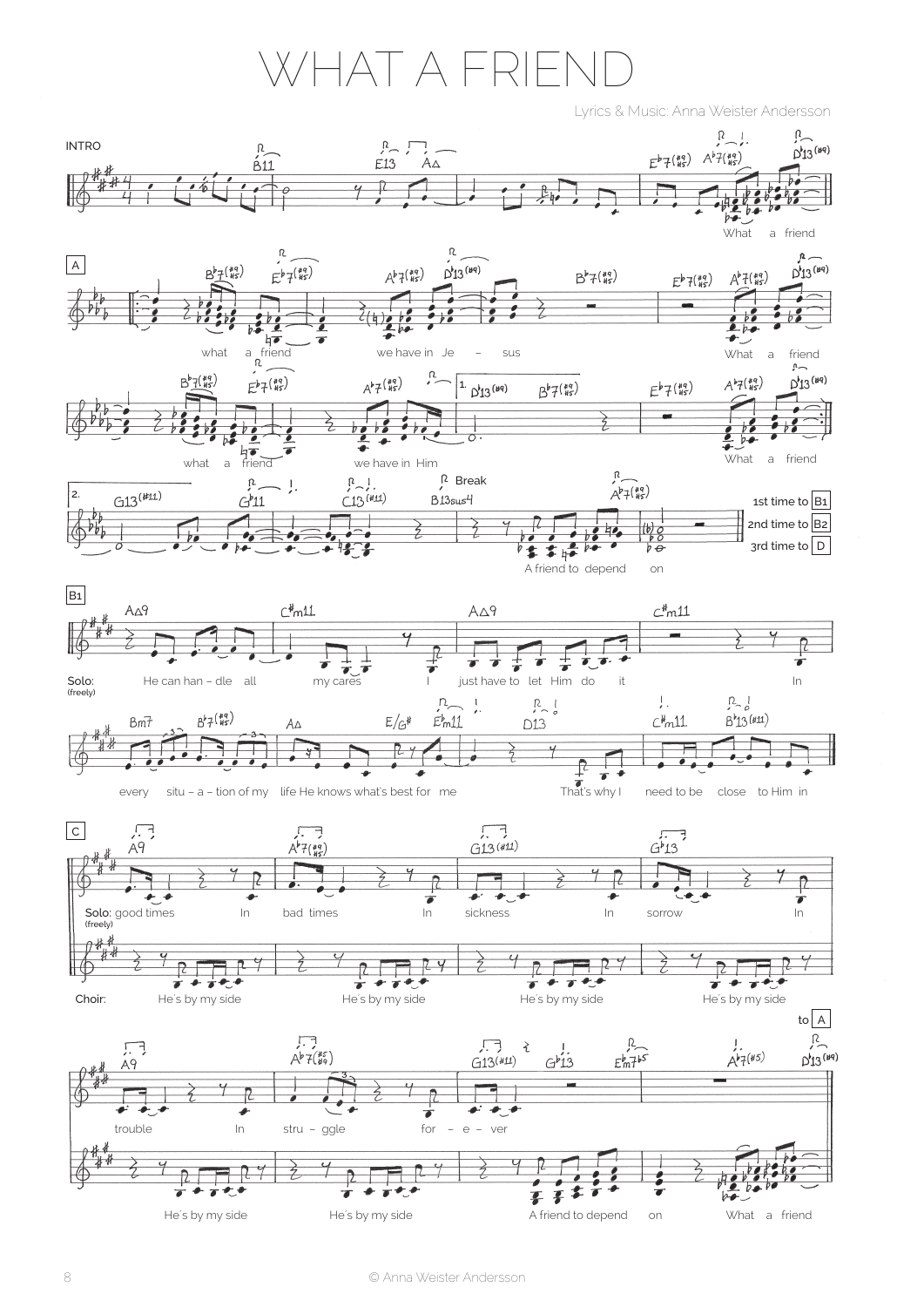# WHAT A FRIEND

Lyrics & Music: Anna Weister Andersson

INTRO

B11 | E13 AΔ | | E♭7(♯9/♯5) A♭7(♯9/♯5) D♭13(♯9)

What a friend

**A**

B♭7(♯9/♯5) E♭7(♯9/♯5) | A♭7(♯9/♯5) D♭13(♯9) | B♭7(♯9/♯5) | E♭7(♯9/♯5) A♭7(♯9/♯5) D♭13(♯9)

what a friend we have in Je – sus What a friend

B♭7(♯9/♯5) E♭7(♯9/♯5) | A♭7(♯9/♯5) | 1. D♭13(♯9) B♭7(♯9/♯5) | E♭7(♯9/♯5) A♭7(♯9/♯5) D♭13(♯9)

what a friend we have in Him What a friend

2. G13(♯11) | G♭11 C13(♯11) | B13sus4 Break | A♭7(♯9/♯5)

A friend to depend on

1st time to B1
2nd time to B2
3rd time to D

**B1**

AΔ9 | C♯m11 | AΔ9 | C♯m11

Solo: (freely) He can han – dle all my cares I just have to let Him do it In

Bm7 B♭7(♯9/♯5) | AΔ E/G♯ E♭m11 | D13 | C♯m11 B♭13(♯11)

every situ – a – tion of my life He knows what's best for me That's why I need to be close to Him in

**C**

A9 | A♭7(♯9/♯5) | G13(♯11) | G♭13

Solo: (freely) good times In bad times In sickness In sorrow In

Choir: He's by my side He's by my side He's by my side He's by my side

A9 | A♭7(♯5/♯9) | G13(♯11) G♭13 E♭m7♭5 | A♭7(♯5) D♭13(♯9)

trouble In stru – ggle for – e – ver

He's by my side He's by my side A friend to depend on What a friend

to A

© Anna Weister Andersson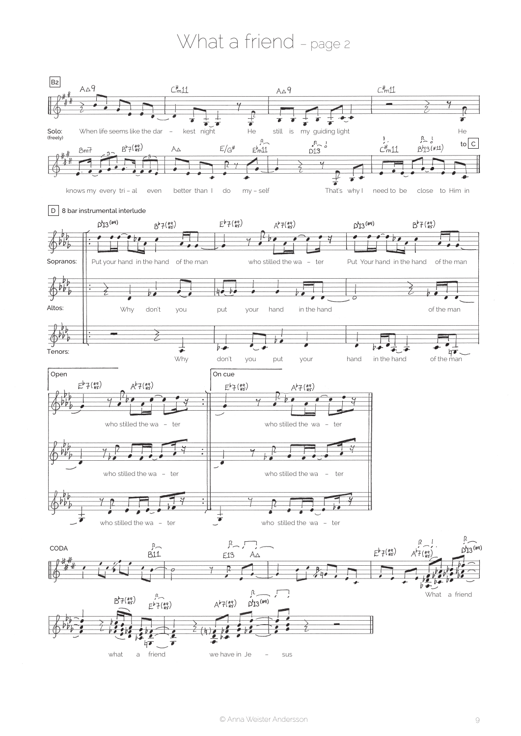# What a friend – page 2

B2

Solo: (freely)

When life seems like the darkest night
He still is my guiding light
He knows my every tri – al even better than I do my – self
That's why I need to be close to Him in

to C

D — 8 bar instrumental interlude

Sopranos: Put your hand in the hand of the man who stilled the wa – ter
Put Your hand in the hand of the man

Altos: Why don't you put your hand in the hand of the man

Tenors: Why don't you put your hand in the hand of the man

Open

Sopranos: who stilled the wa – ter

Altos: who stilled the wa – ter

Tenors: who stilled the wa – ter

On cue

Sopranos: who stilled the wa – ter

Altos: who stilled the wa – ter

Tenors: who stilled the wa – ter

CODA

What a friend
what a friend
we have in Je – sus